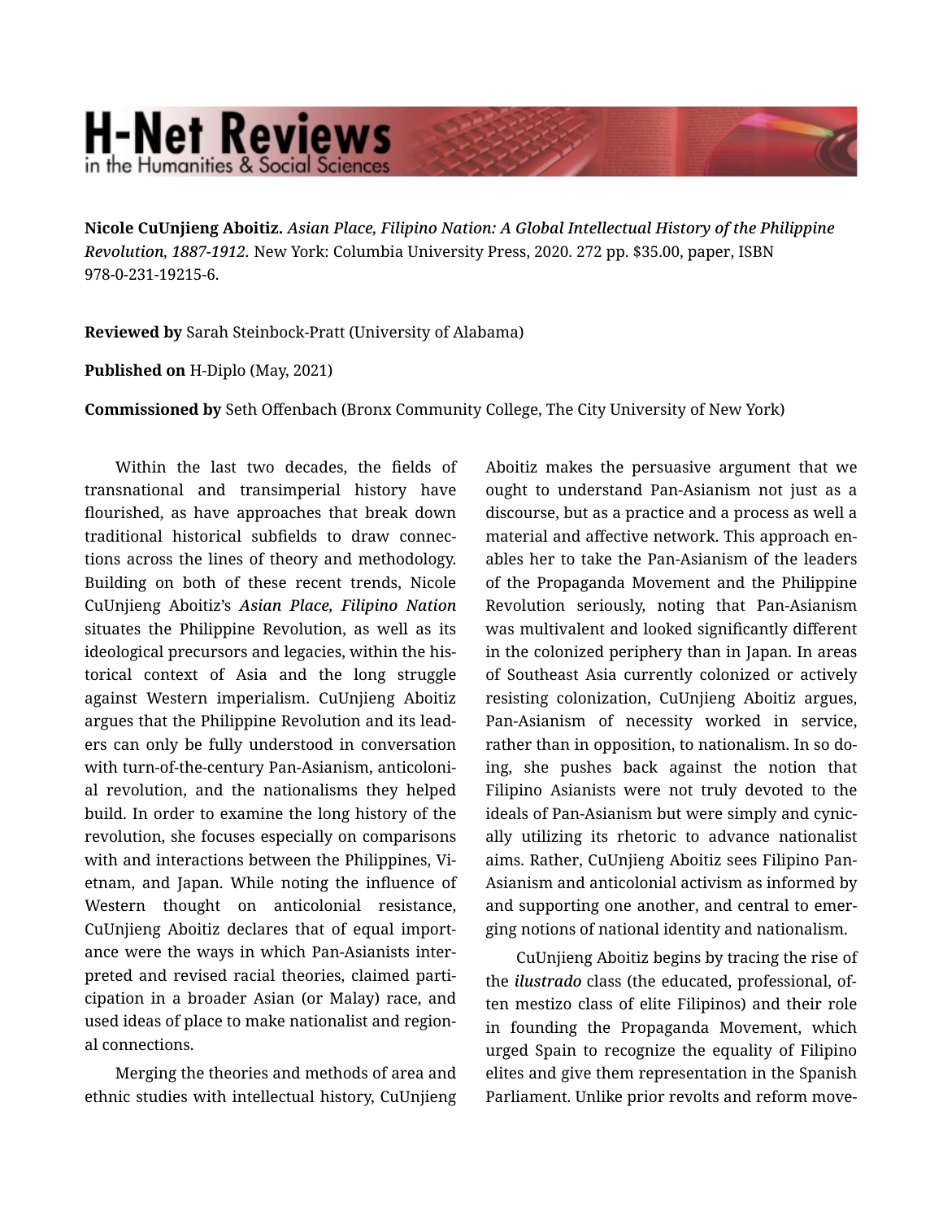# H-Net Reviews in the Humanities & Social Sciences

**Nicole CuUnjieng Aboitiz.** *Asian Place, Filipino Nation: A Global Intellectual History of the Philippine Revolution, 1887-1912.* New York: Columbia University Press, 2020. 272 pp. $35.00, paper, ISBN 978-0-231-19215-6.

**Reviewed by** Sarah Steinbock-Pratt (University of Alabama)

**Published on** H-Diplo (May, 2021)

**Commissioned by** Seth Offenbach (Bronx Community College, The City University of New York)

Within the last two decades, the fields of transnational and transimperial history have flourished, as have approaches that break down traditional historical subfields to draw connections across the lines of theory and methodology. Building on both of these recent trends, Nicole CuUnjieng Aboitiz's *Asian Place, Filipino Nation* situates the Philippine Revolution, as well as its ideological precursors and legacies, within the historical context of Asia and the long struggle against Western imperialism. CuUnjieng Aboitiz argues that the Philippine Revolution and its leaders can only be fully understood in conversation with turn-of-the-century Pan-Asianism, anticolonial revolution, and the nationalisms they helped build. In order to examine the long history of the revolution, she focuses especially on comparisons with and interactions between the Philippines, Vietnam, and Japan. While noting the influence of Western thought on anticolonial resistance, CuUnjieng Aboitiz declares that of equal importance were the ways in which Pan-Asianists interpreted and revised racial theories, claimed participation in a broader Asian (or Malay) race, and used ideas of place to make nationalist and regional connections.

Merging the theories and methods of area and ethnic studies with intellectual history, CuUnjieng Aboitiz makes the persuasive argument that we ought to understand Pan-Asianism not just as a discourse, but as a practice and a process as well a material and affective network. This approach enables her to take the Pan-Asianism of the leaders of the Propaganda Movement and the Philippine Revolution seriously, noting that Pan-Asianism was multivalent and looked significantly different in the colonized periphery than in Japan. In areas of Southeast Asia currently colonized or actively resisting colonization, CuUnjieng Aboitiz argues, Pan-Asianism of necessity worked in service, rather than in opposition, to nationalism. In so doing, she pushes back against the notion that Filipino Asianists were not truly devoted to the ideals of Pan-Asianism but were simply and cynically utilizing its rhetoric to advance nationalist aims. Rather, CuUnjieng Aboitiz sees Filipino Pan-Asianism and anticolonial activism as informed by and supporting one another, and central to emerging notions of national identity and nationalism.

CuUnjieng Aboitiz begins by tracing the rise of the *ilustrado* class (the educated, professional, often mestizo class of elite Filipinos) and their role in founding the Propaganda Movement, which urged Spain to recognize the equality of Filipino elites and give them representation in the Spanish Parliament. Unlike prior revolts and reform move-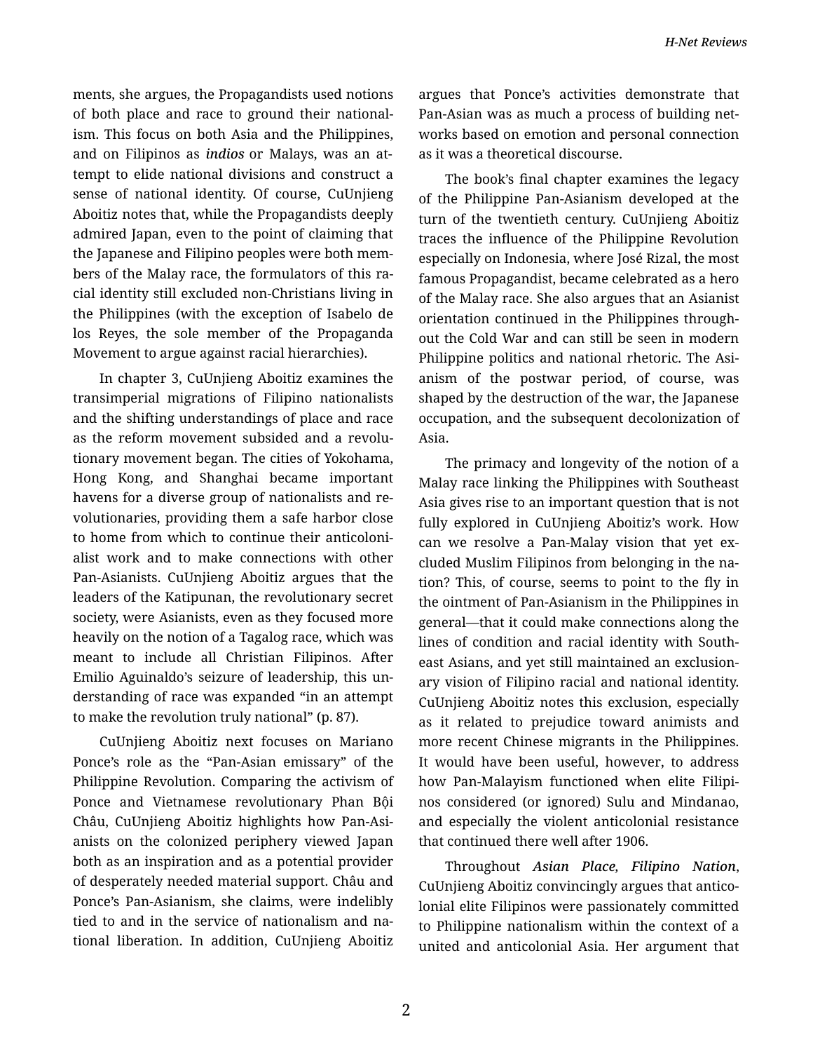ments, she argues, the Propagandists used notions of both place and race to ground their nationalism. This focus on both Asia and the Philippines, and on Filipinos as *indios* or Malays, was an attempt to elide national divisions and construct a sense of national identity. Of course, CuUnjieng Aboitiz notes that, while the Propagandists deeply admired Japan, even to the point of claiming that the Japanese and Filipino peoples were both members of the Malay race, the formulators of this racial identity still excluded non-Christians living in the Philippines (with the exception of Isabelo de los Reyes, the sole member of the Propaganda Movement to argue against racial hierarchies).

In chapter 3, CuUnjieng Aboitiz examines the transimperial migrations of Filipino nationalists and the shifting understandings of place and race as the reform movement subsided and a revolutionary movement began. The cities of Yokohama, Hong Kong, and Shanghai became important havens for a diverse group of nationalists and revolutionaries, providing them a safe harbor close to home from which to continue their anticolonialist work and to make connections with other Pan-Asianists. CuUnjieng Aboitiz argues that the leaders of the Katipunan, the revolutionary secret society, were Asianists, even as they focused more heavily on the notion of a Tagalog race, which was meant to include all Christian Filipinos. After Emilio Aguinaldo's seizure of leadership, this understanding of race was expanded "in an attempt to make the revolution truly national" (p. 87).

CuUnjieng Aboitiz next focuses on Mariano Ponce's role as the "Pan-Asian emissary" of the Philippine Revolution. Comparing the activism of Ponce and Vietnamese revolutionary Phan Bội Châu, CuUnjieng Aboitiz highlights how Pan-Asianists on the colonized periphery viewed Japan both as an inspiration and as a potential provider of desperately needed material support. Châu and Ponce's Pan-Asianism, she claims, were indelibly tied to and in the service of nationalism and national liberation. In addition, CuUnjieng Aboitiz argues that Ponce's activities demonstrate that Pan-Asian was as much a process of building networks based on emotion and personal connection as it was a theoretical discourse.

The book's final chapter examines the legacy of the Philippine Pan-Asianism developed at the turn of the twentieth century. CuUnjieng Aboitiz traces the influence of the Philippine Revolution especially on Indonesia, where José Rizal, the most famous Propagandist, became celebrated as a hero of the Malay race. She also argues that an Asianist orientation continued in the Philippines throughout the Cold War and can still be seen in modern Philippine politics and national rhetoric. The Asianism of the postwar period, of course, was shaped by the destruction of the war, the Japanese occupation, and the subsequent decolonization of Asia.

The primacy and longevity of the notion of a Malay race linking the Philippines with Southeast Asia gives rise to an important question that is not fully explored in CuUnjieng Aboitiz's work. How can we resolve a Pan-Malay vision that yet excluded Muslim Filipinos from belonging in the nation? This, of course, seems to point to the fly in the ointment of Pan-Asianism in the Philippines in general—that it could make connections along the lines of condition and racial identity with Southeast Asians, and yet still maintained an exclusionary vision of Filipino racial and national identity. CuUnjieng Aboitiz notes this exclusion, especially as it related to prejudice toward animists and more recent Chinese migrants in the Philippines. It would have been useful, however, to address how Pan-Malayism functioned when elite Filipinos considered (or ignored) Sulu and Mindanao, and especially the violent anticolonial resistance that continued there well after 1906.

Throughout *Asian Place, Filipino Nation*, CuUnjieng Aboitiz convincingly argues that anticolonial elite Filipinos were passionately committed to Philippine nationalism within the context of a united and anticolonial Asia. Her argument that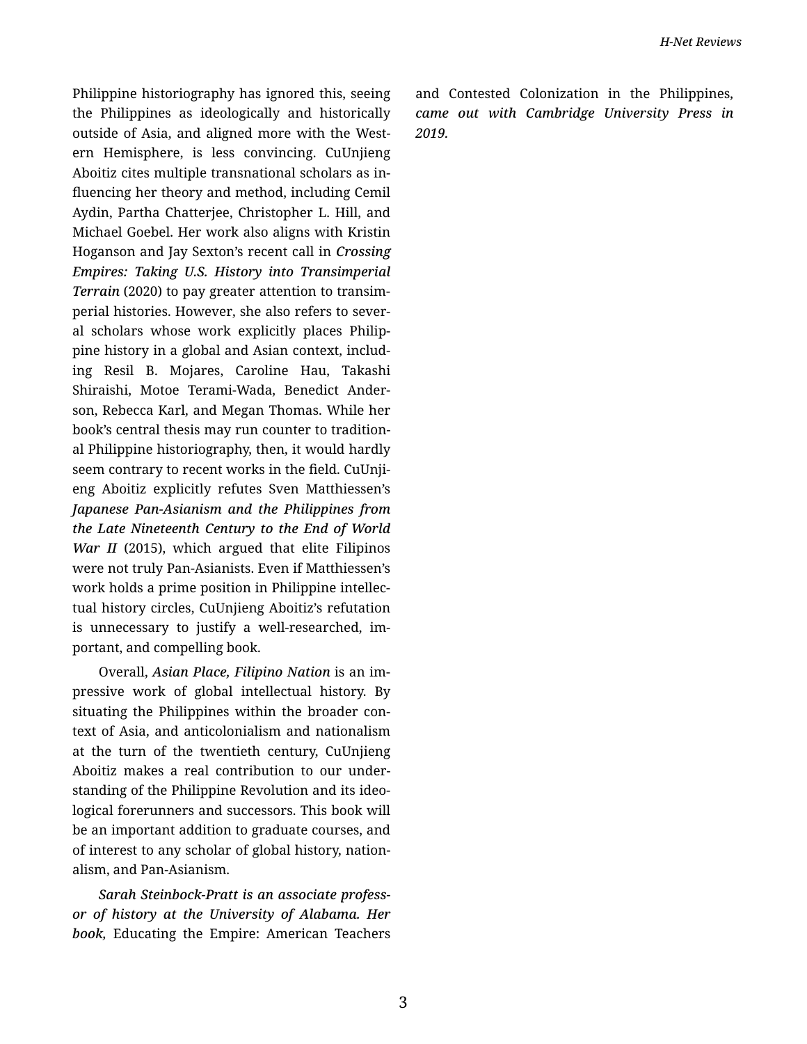Philippine historiography has ignored this, seeing the Philippines as ideologically and historically outside of Asia, and aligned more with the Western Hemisphere, is less convincing. CuUnjieng Aboitiz cites multiple transnational scholars as influencing her theory and method, including Cemil Aydin, Partha Chatterjee, Christopher L. Hill, and Michael Goebel. Her work also aligns with Kristin Hoganson and Jay Sexton's recent call in *Crossing Empires: Taking U.S. History into Transimperial Terrain* (2020) to pay greater attention to transimperial histories. However, she also refers to several scholars whose work explicitly places Philippine history in a global and Asian context, including Resil B. Mojares, Caroline Hau, Takashi Shiraishi, Motoe Terami-Wada, Benedict Anderson, Rebecca Karl, and Megan Thomas. While her book's central thesis may run counter to traditional Philippine historiography, then, it would hardly seem contrary to recent works in the field. CuUnjieng Aboitiz explicitly refutes Sven Matthiessen's *Japanese Pan-Asianism and the Philippines from the Late Nineteenth Century to the End of World War II* (2015), which argued that elite Filipinos were not truly Pan-Asianists. Even if Matthiessen's work holds a prime position in Philippine intellectual history circles, CuUnjieng Aboitiz's refutation is unnecessary to justify a well-researched, important, and compelling book.

Overall, *Asian Place, Filipino Nation* is an impressive work of global intellectual history. By situating the Philippines within the broader context of Asia, and anticolonialism and nationalism at the turn of the twentieth century, CuUnjieng Aboitiz makes a real contribution to our understanding of the Philippine Revolution and its ideological forerunners and successors. This book will be an important addition to graduate courses, and of interest to any scholar of global history, nationalism, and Pan-Asianism.

*Sarah Steinbock-Pratt is an associate professor of history at the University of Alabama. Her book,* Educating the Empire: American Teachers and Contested Colonization in the Philippines, *came out with Cambridge University Press in 2019.*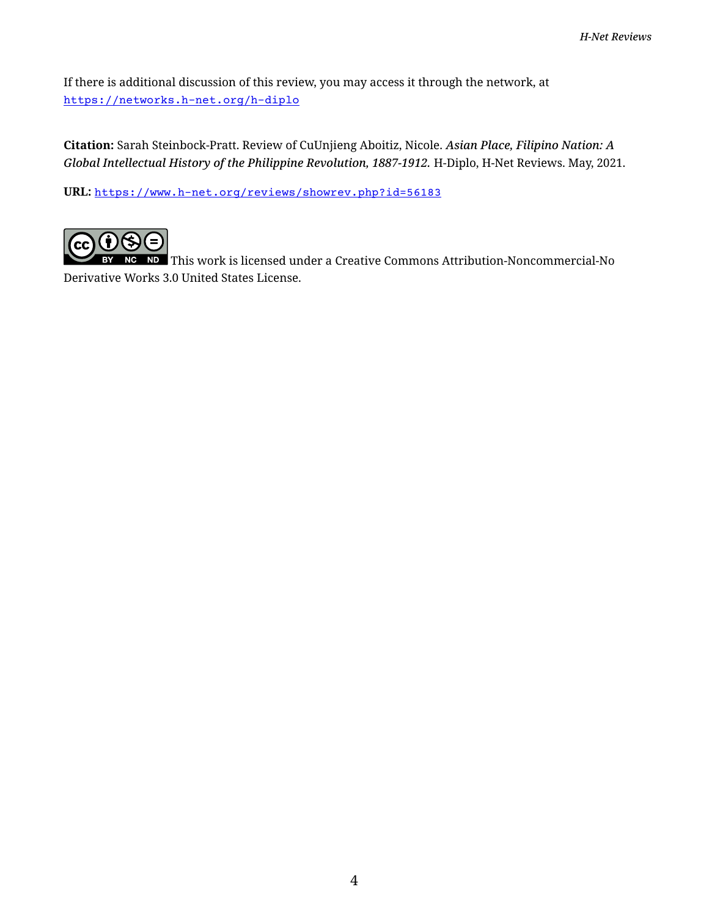If there is additional discussion of this review, you may access it through the network, at https://networks.h-net.org/h-diplo

**Citation:** Sarah Steinbock-Pratt. Review of CuUnjieng Aboitiz, Nicole. ***Asian Place, Filipino Nation: A Global Intellectual History of the Philippine Revolution, 1887-1912.*** H-Diplo, H-Net Reviews. May, 2021.

**URL:** https://www.h-net.org/reviews/showrev.php?id=56183

This work is licensed under a Creative Commons Attribution-Noncommercial-No Derivative Works 3.0 United States License.